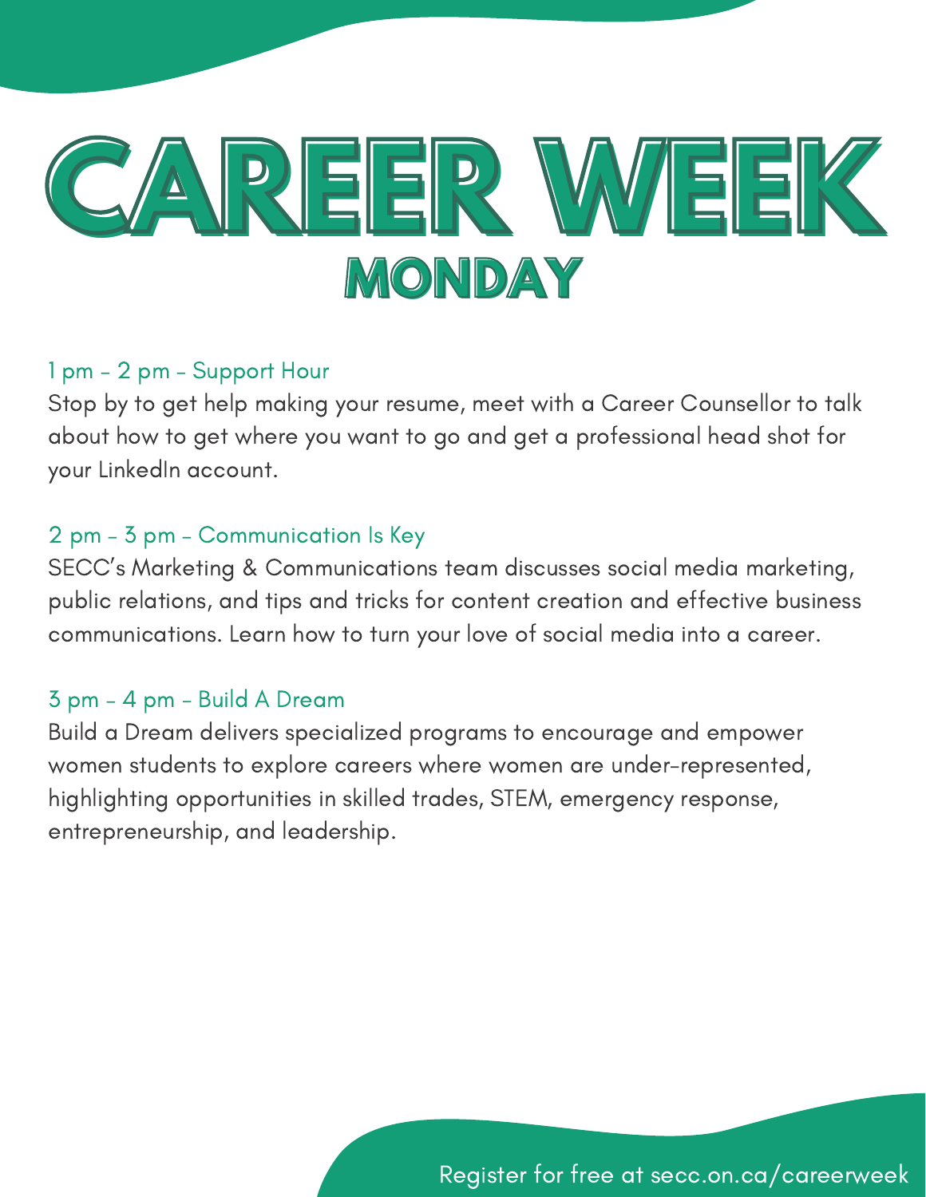# CAREER WEEK

## MONDAY

### 1 pm - 2 pm - Support Hour

Stop by to get help making your resume, meet with a Career Counsellor to talk about how to get where you want to go and get a professional head shot for your LinkedIn account.

### 2 pm - 3 pm - Communication Is Key

SECC's Marketing & Communications team discusses social media marketing, public relations, and tips and tricks for content creation and effective business communications. Learn how to turn your love of social media into a career.

### 3 pm - 4 pm - Build A Dream

Build a Dream delivers specialized programs to encourage and empower women students to explore careers where women are under-represented, highlighting opportunities in skilled trades, STEM, emergency response, entrepreneurship, and leadership.

Register for free at secc.on.ca/careerweek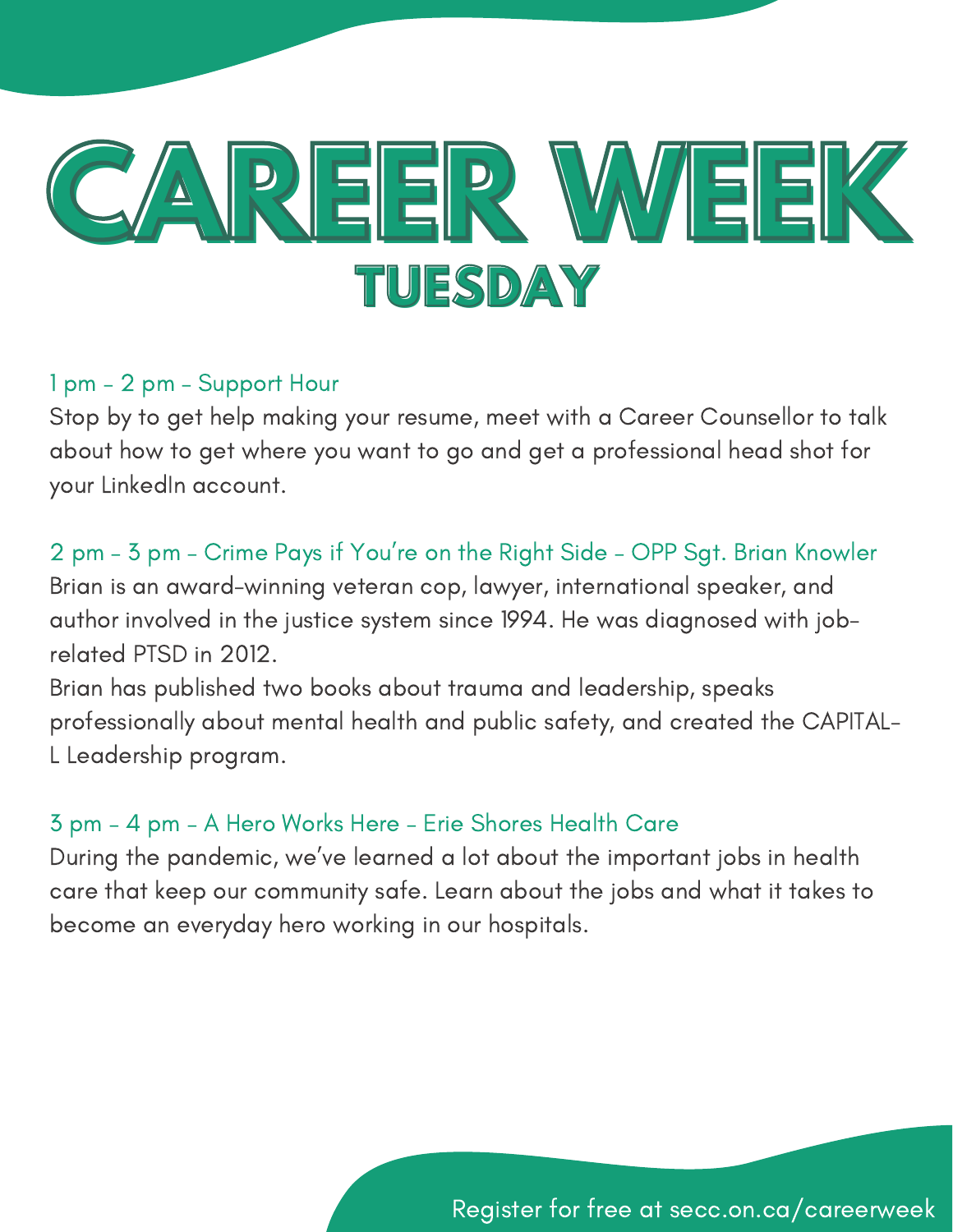# CAREER WEEK

## TUESDAY

### 1 pm - 2 pm - Support Hour

Stop by to get help making your resume, meet with a Career Counsellor to talk about how to get where you want to go and get a professional head shot for your LinkedIn account.

### 2 pm - 3 pm - Crime Pays if You're on the Right Side - OPP Sgt. Brian Knowler

Brian is an award-winning veteran cop, lawyer, international speaker, and author involved in the justice system since 1994. He was diagnosed with job-related PTSD in 2012.

Brian has published two books about trauma and leadership, speaks professionally about mental health and public safety, and created the CAPITAL-L Leadership program.

### 3 pm - 4 pm - A Hero Works Here - Erie Shores Health Care

During the pandemic, we've learned a lot about the important jobs in health care that keep our community safe. Learn about the jobs and what it takes to become an everyday hero working in our hospitals.

Register for free at secc.on.ca/careerweek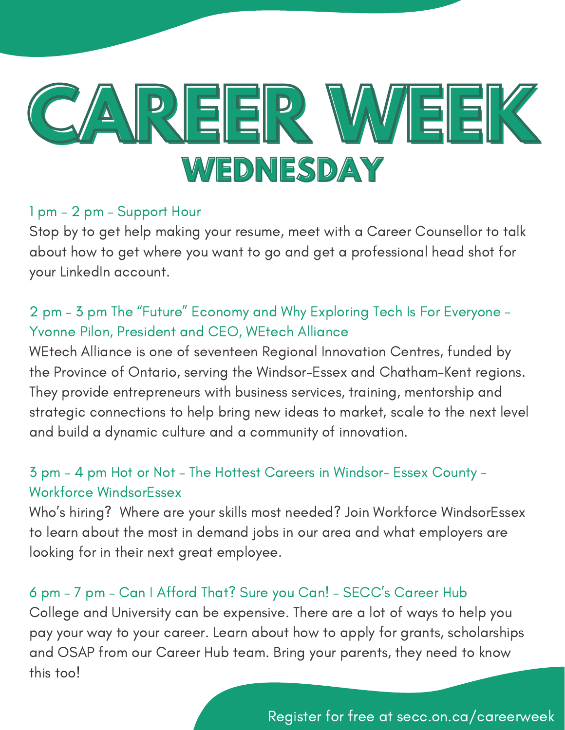# CAREER WEEK

## WEDNESDAY

### 1 pm - 2 pm - Support Hour

Stop by to get help making your resume, meet with a Career Counsellor to talk about how to get where you want to go and get a professional head shot for your LinkedIn account.

### 2 pm - 3 pm The "Future" Economy and Why Exploring Tech Is For Everyone - Yvonne Pilon, President and CEO, WEtech Alliance

WEtech Alliance is one of seventeen Regional Innovation Centres, funded by the Province of Ontario, serving the Windsor-Essex and Chatham-Kent regions. They provide entrepreneurs with business services, training, mentorship and strategic connections to help bring new ideas to market, scale to the next level and build a dynamic culture and a community of innovation.

### 3 pm - 4 pm Hot or Not - The Hottest Careers in Windsor- Essex County - Workforce WindsorEssex

Who's hiring? Where are your skills most needed? Join Workforce WindsorEssex to learn about the most in demand jobs in our area and what employers are looking for in their next great employee.

### 6 pm - 7 pm - Can I Afford That? Sure you Can! - SECC's Career Hub

College and University can be expensive. There are a lot of ways to help you pay your way to your career. Learn about how to apply for grants, scholarships and OSAP from our Career Hub team. Bring your parents, they need to know this too!

Register for free at secc.on.ca/careerweek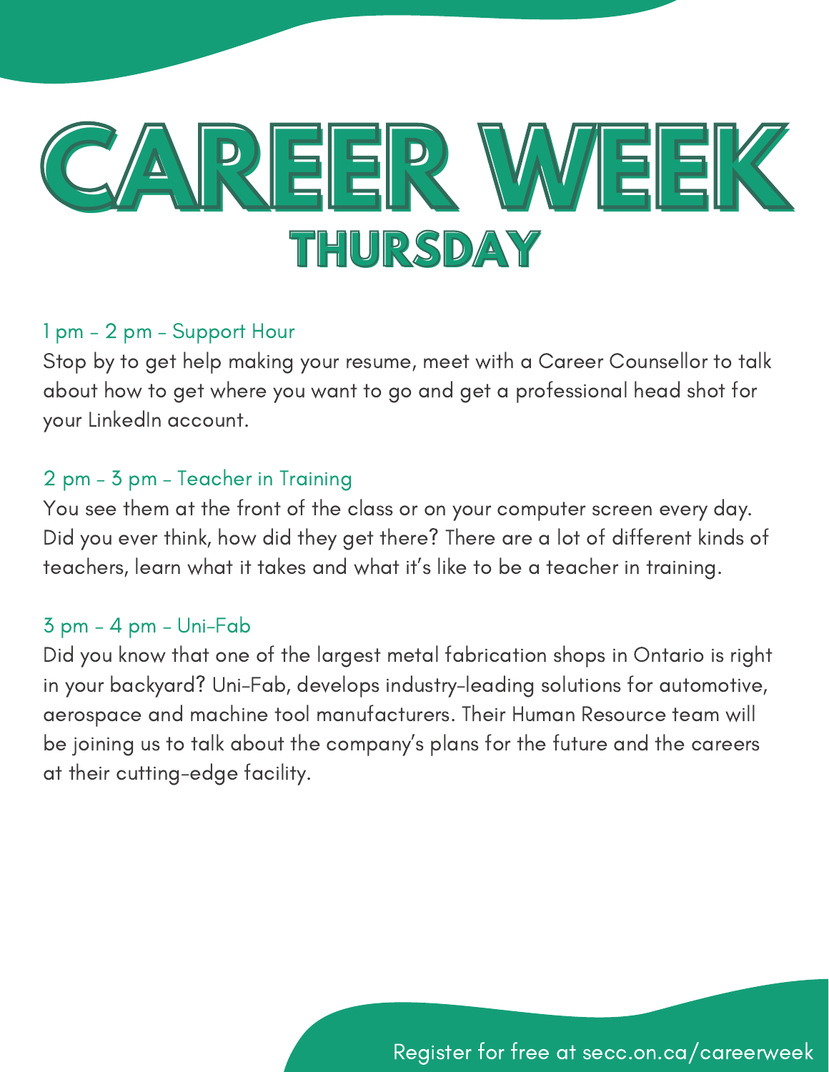# CAREER WEEK

## THURSDAY

### 1 pm - 2 pm - Support Hour

Stop by to get help making your resume, meet with a Career Counsellor to talk about how to get where you want to go and get a professional head shot for your LinkedIn account.

### 2 pm - 3 pm - Teacher in Training

You see them at the front of the class or on your computer screen every day. Did you ever think, how did they get there? There are a lot of different kinds of teachers, learn what it takes and what it's like to be a teacher in training.

### 3 pm - 4 pm - Uni-Fab

Did you know that one of the largest metal fabrication shops in Ontario is right in your backyard? Uni-Fab, develops industry-leading solutions for automotive, aerospace and machine tool manufacturers. Their Human Resource team will be joining us to talk about the company's plans for the future and the careers at their cutting-edge facility.

Register for free at secc.on.ca/careerweek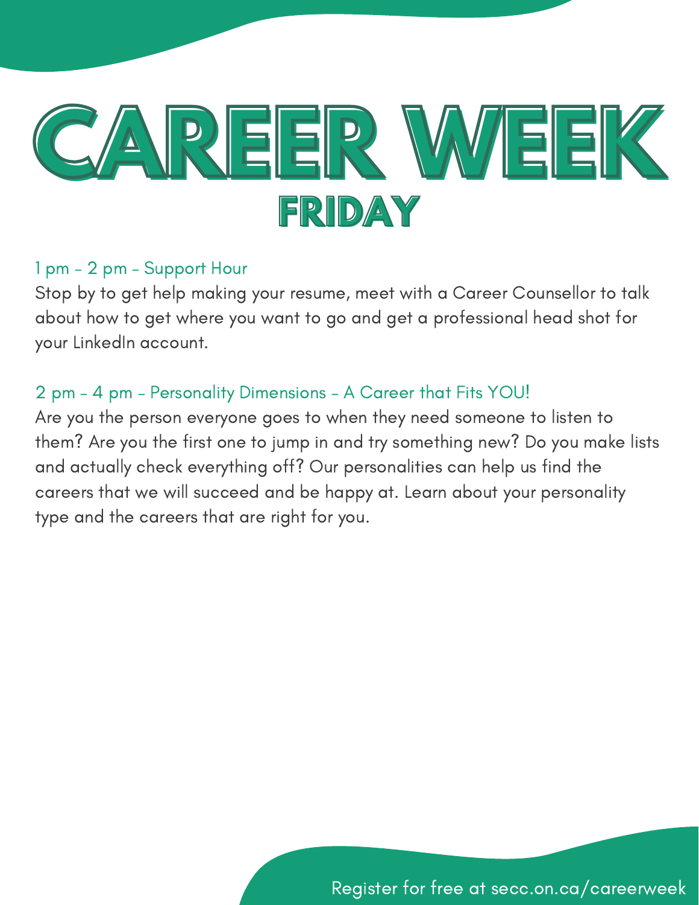# CAREER WEEK

## FRIDAY

### 1 pm - 2 pm - Support Hour

Stop by to get help making your resume, meet with a Career Counsellor to talk about how to get where you want to go and get a professional head shot for your LinkedIn account.

### 2 pm - 4 pm - Personality Dimensions - A Career that Fits YOU!

Are you the person everyone goes to when they need someone to listen to them? Are you the first one to jump in and try something new? Do you make lists and actually check everything off? Our personalities can help us find the careers that we will succeed and be happy at. Learn about your personality type and the careers that are right for you.

Register for free at secc.on.ca/careerweek